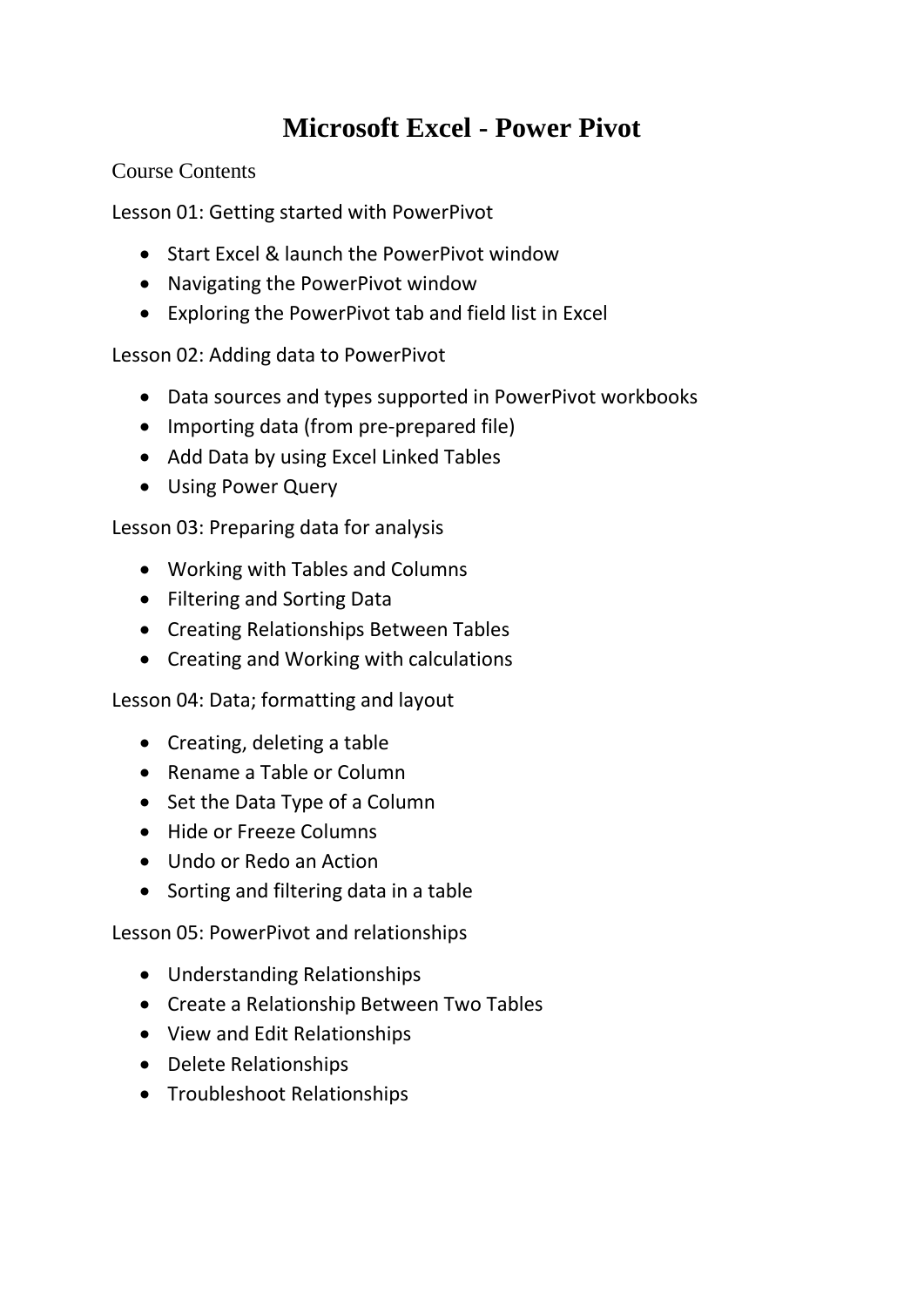# Microsoft Excel - Power Pivot

Course Contents

Lesson 01: Getting started with PowerPivot

- Start Excel & launch the PowerPivot window
- Navigating the PowerPivot window
- Exploring the PowerPivot tab and field list in Excel

Lesson 02: Adding data to PowerPivot

- Data sources and types supported in PowerPivot workbooks
- Importing data (from pre-prepared file)
- Add Data by using Excel Linked Tables
- Using Power Query

Lesson 03: Preparing data for analysis

- Working with Tables and Columns
- Filtering and Sorting Data
- Creating Relationships Between Tables
- Creating and Working with calculations

Lesson 04: Data; formatting and layout

- Creating, deleting a table
- Rename a Table or Column
- Set the Data Type of a Column
- Hide or Freeze Columns
- Undo or Redo an Action
- Sorting and filtering data in a table

Lesson 05: PowerPivot and relationships

- Understanding Relationships
- Create a Relationship Between Two Tables
- View and Edit Relationships
- Delete Relationships
- Troubleshoot Relationships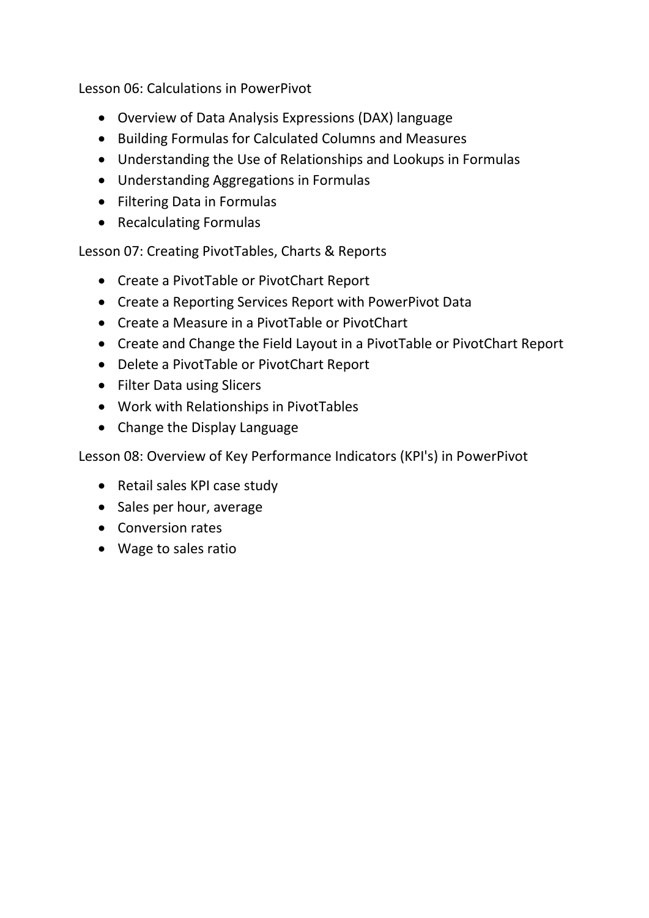Lesson 06: Calculations in PowerPivot

- Overview of Data Analysis Expressions (DAX) language
- Building Formulas for Calculated Columns and Measures
- Understanding the Use of Relationships and Lookups in Formulas
- Understanding Aggregations in Formulas
- Filtering Data in Formulas
- Recalculating Formulas

Lesson 07: Creating PivotTables, Charts & Reports

- Create a PivotTable or PivotChart Report
- Create a Reporting Services Report with PowerPivot Data
- Create a Measure in a PivotTable or PivotChart
- Create and Change the Field Layout in a PivotTable or PivotChart Report
- Delete a PivotTable or PivotChart Report
- Filter Data using Slicers
- Work with Relationships in PivotTables
- Change the Display Language

Lesson 08: Overview of Key Performance Indicators (KPI's) in PowerPivot

- Retail sales KPI case study
- Sales per hour, average
- Conversion rates
- Wage to sales ratio